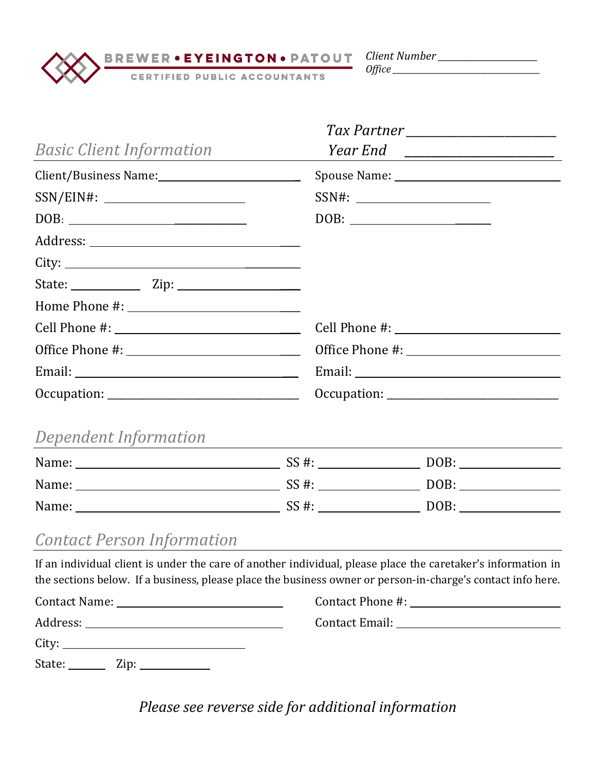**BREWER • EYEINGTON • PATOUT**
CERTIFIED PUBLIC ACCOUNTANTS

*Client Number* ____________________
*Office* ______________________________

*Tax Partner* ________________________
*Year End* ________________________

## *Basic Client Information*

| | |
|---|---|
| Client/Business Name: ________________________ | Spouse Name: ____________________________ |
| SSN/EIN#: ________________________ | SSN#: ________________________ |
| DOB: ______________________________ | DOB: ________________________ |
| Address: ________________________________ | |
| City: ___________________________________ | |
| State: __________ Zip: ________________ | |
| Home Phone #: ___________________________ | |
| Cell Phone #: ____________________________ | Cell Phone #: ____________________________ |
| Office Phone #: ___________________________ | Office Phone #: ___________________________ |
| Email: __________________________________ | Email: ____________________________________ |
| Occupation: _______________________________ | Occupation: ______________________________ |

## *Dependent Information*

| | | |
|---|---|---|
| Name: ________________________________ | SS #: _______________ | DOB: _______________ |
| Name: ________________________________ | SS #: _______________ | DOB: _______________ |
| Name: ________________________________ | SS #: _______________ | DOB: _______________ |

## *Contact Person Information*

If an individual client is under the care of another individual, please place the caretaker's information in the sections below. If a business, please place the business owner or person-in-charge's contact info here.

| | |
|---|---|
| Contact Name: ____________________________ | Contact Phone #: __________________________ |
| Address: _________________________________ | Contact Email: ____________________________ |
| City: _____________________________ | |
| State: ______ Zip: ___________ | |

*Please see reverse side for additional information*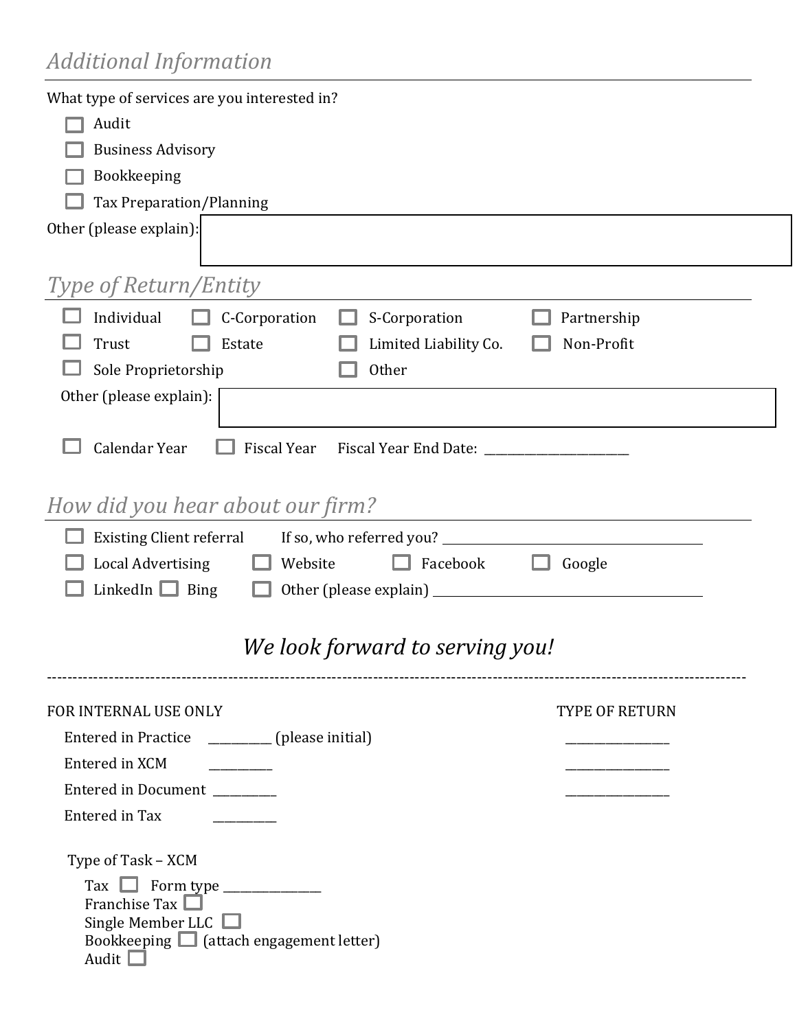## *Additional Information*

What type of services are you interested in?

- ☐ Audit
- ☐ Business Advisory
- ☐ Bookkeeping
- ☐ Tax Preparation/Planning

Other (please explain):

## *Type of Return/Entity*

☐ Individual ☐ C-Corporation ☐ S-Corporation ☐ Partnership

☐ Trust ☐ Estate ☐ Limited Liability Co. ☐ Non-Profit

☐ Sole Proprietorship ☐ Other

Other (please explain):

☐ Calendar Year ☐ Fiscal Year Fiscal Year End Date: ________________________

## *How did you hear about our firm?*

☐ Existing Client referral If so, who referred you? ____________________________________________

☐ Local Advertising ☐ Website ☐ Facebook ☐ Google

☐ LinkedIn ☐ Bing ☐ Other (please explain) ____________________________________________

### *We look forward to serving you!*

---

FOR INTERNAL USE ONLY

Entered in Practice __________ (please initial)

Entered in XCM __________

Entered in Document __________

Entered in Tax __________

TYPE OF RETURN

_________________

_________________

_________________

Type of Task – XCM

Tax ☐ Form type ________________

Franchise Tax ☐

Single Member LLC ☐

Bookkeeping ☐ (attach engagement letter)

Audit ☐